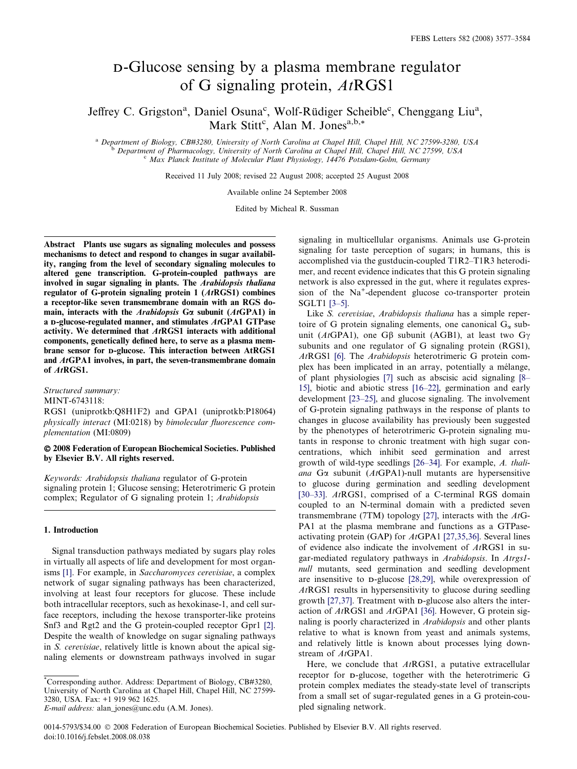# D-Glucose sensing by a plasma membrane regulator of G signaling protein, *At*RGS1

Jeffrey C. Grigston[a], Daniel Osuna[c], Wolf-Rüdiger Scheible[c], Chenggang Liu[a], Mark Stitt[c], Alan M. Jones[a,b,*]

[a] Department of Biology, CB#3280, University of North Carolina at Chapel Hill, Chapel Hill, NC 27599-3280, USA
[b] Department of Pharmacology, University of North Carolina at Chapel Hill, Chapel Hill, NC 27599, USA
[c] Max Planck Institute of Molecular Plant Physiology, 14476 Potsdam-Golm, Germany

Received 11 July 2008; revised 22 August 2008; accepted 25 August 2008

Available online 24 September 2008

Edited by Micheal R. Sussman

**Abstract** **Plants use sugars as signaling molecules and possess mechanisms to detect and respond to changes in sugar availability, ranging from the level of secondary signaling molecules to altered gene transcription. G-protein-coupled pathways are involved in sugar signaling in plants. The *Arabidopsis thaliana* regulator of G-protein signaling protein 1 (*At*RGS1) combines a receptor-like seven transmembrane domain with an RGS domain, interacts with the *Arabidopsis* Gα subunit (*At*GPA1) in a D-glucose-regulated manner, and stimulates *At*GPA1 GTPase activity. We determined that *At*RGS1 interacts with additional components, genetically defined here, to serve as a plasma membrane sensor for D-glucose. This interaction between AtRGS1 and *At*GPA1 involves, in part, the seven-transmembrane domain of *At*RGS1.**

*Structured summary:*
MINT-6743118:
RGS1 (uniprotkb:Q8H1F2) and GPA1 (uniprotkb:P18064) *physically interact* (MI:0218) by *bimolecular fluorescence complementation* (MI:0809)

**© 2008 Federation of European Biochemical Societies. Published by Elsevier B.V. All rights reserved.**

*Keywords:* *Arabidopsis thaliana* regulator of G-protein signaling protein 1; Glucose sensing; Heterotrimeric G protein complex; Regulator of G signaling protein 1; *Arabidopsis*

## 1. Introduction

Signal transduction pathways mediated by sugars play roles in virtually all aspects of life and development for most organisms [1]. For example, in *Saccharomyces cerevisiae*, a complex network of sugar signaling pathways has been characterized, involving at least four receptors for glucose. These include both intracellular receptors, such as hexokinase-1, and cell surface receptors, including the hexose transporter-like proteins Snf3 and Rgt2 and the G protein-coupled receptor Gpr1 [2]. Despite the wealth of knowledge on sugar signaling pathways in *S. cerevisiae*, relatively little is known about the apical signaling elements or downstream pathways involved in sugar signaling in multicellular organisms. Animals use G-protein signaling for taste perception of sugars; in humans, this is accomplished via the gustducin-coupled T1R2–T1R3 heterodimer, and recent evidence indicates that this G protein signaling network is also expressed in the gut, where it regulates expression of the $Na^{+}$-dependent glucose co-transporter protein SGLT1 [3–5].

Like *S. cerevisiae*, *Arabidopsis thaliana* has a simple repertoire of G protein signaling elements, one canonical $G_\alpha$ subunit (*At*GPA1), one Gβ subunit (AGB1), at least two Gγ subunits and one regulator of G signaling protein (RGS1), *At*RGS1 [6]. The *Arabidopsis* heterotrimeric G protein complex has been implicated in an array, potentially a mélange, of plant physiologies [7] such as abscisic acid signaling [8–15], biotic and abiotic stress [16–22], germination and early development [23–25], and glucose signaling. The involvement of G-protein signaling pathways in the response of plants to changes in glucose availability has previously been suggested by the phenotypes of heterotrimeric G-protein signaling mutants in response to chronic treatment with high sugar concentrations, which inhibit seed germination and arrest growth of wild-type seedlings [26–34]. For example, *A. thaliana* Gα subunit (*At*GPA1)-null mutants are hypersensitive to glucose during germination and seedling development [30–33]. *At*RGS1, comprised of a C-terminal RGS domain coupled to an N-terminal domain with a predicted seven transmembrane (7TM) topology [27], interacts with the *At*GPA1 at the plasma membrane and functions as a GTPase-activating protein (GAP) for *At*GPA1 [27,35,36]. Several lines of evidence also indicate the involvement of *At*RGS1 in sugar-mediated regulatory pathways in *Arabidopsis*. In *Atrgs1-null* mutants, seed germination and seedling development are insensitive to D-glucose [28,29], while overexpression of *At*RGS1 results in hypersensitivity to glucose during seedling growth [27,37]. Treatment with D-glucose also alters the interaction of *At*RGS1 and *At*GPA1 [36]. However, G protein signaling is poorly characterized in *Arabidopsis* and other plants relative to what is known from yeast and animals systems, and relatively little is known about processes lying downstream of *At*GPA1.

Here, we conclude that *At*RGS1, a putative extracellular receptor for D-glucose, together with the heterotrimeric G protein complex mediates the steady-state level of transcripts from a small set of sugar-regulated genes in a G protein-coupled signaling network.

*Corresponding author. Address: Department of Biology, CB#3280, University of North Carolina at Chapel Hill, Chapel Hill, NC 27599-3280, USA. Fax: +1 919 962 1625.
*E-mail address:* alan_jones@unc.edu (A.M. Jones).

0014-5793/$34.00 © 2008 Federation of European Biochemical Societies. Published by Elsevier B.V. All rights reserved.
doi:10.1016/j.febslet.2008.08.038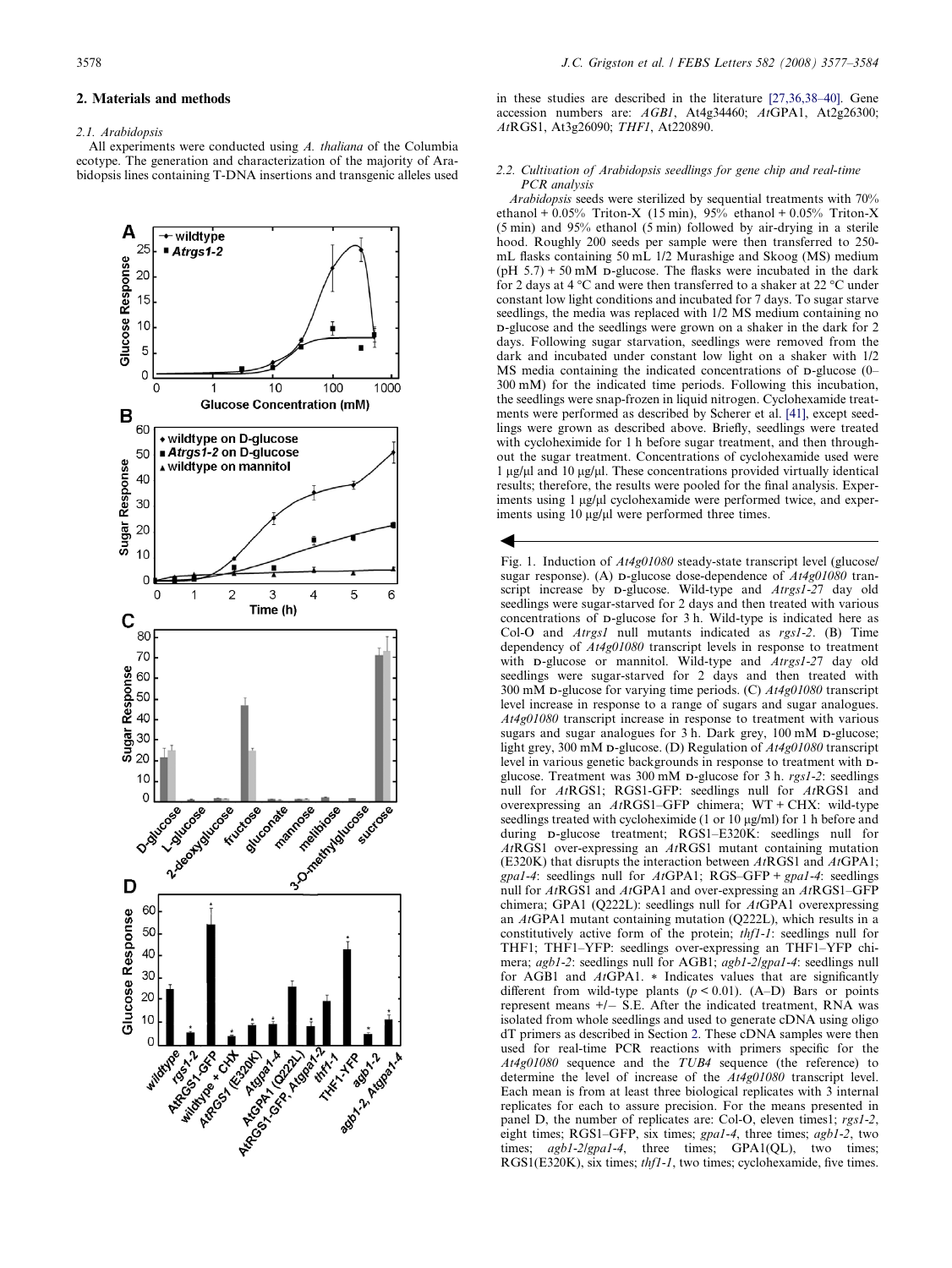## 2. Materials and methods

### 2.1. Arabidopsis

All experiments were conducted using *A. thaliana* of the Columbia ecotype. The generation and characterization of the majority of Arabidopsis lines containing T-DNA insertions and transgenic alleles used in these studies are described in the literature [27,36,38–40]. Gene accession numbers are: *AGB1*, At4g34460; *At*GPA1, At2g26300; *At*RGS1, At3g26090; *THF1*, At220890.

### 2.2. Cultivation of Arabidopsis seedlings for gene chip and real-time PCR analysis

*Arabidopsis* seeds were sterilized by sequential treatments with 70% ethanol + 0.05% Triton-X (15 min), 95% ethanol + 0.05% Triton-X (5 min) and 95% ethanol (5 min) followed by air-drying in a sterile hood. Roughly 200 seeds per sample were then transferred to 250-mL flasks containing 50 mL 1/2 Murashige and Skoog (MS) medium (pH 5.7) + 50 mM D-glucose. The flasks were incubated in the dark for 2 days at 4 °C and were then transferred to a shaker at 22 °C under constant low light conditions and incubated for 7 days. To sugar starve seedlings, the media was replaced with 1/2 MS medium containing no D-glucose and the seedlings were grown on a shaker in the dark for 2 days. Following sugar starvation, seedlings were removed from the dark and incubated under constant low light on a shaker with 1/2 MS media containing the indicated concentrations of D-glucose (0–300 mM) for the indicated time periods. Following this incubation, the seedlings were snap-frozen in liquid nitrogen. Cyclohexamide treatments were performed as described by Scherer et al. [41], except seedlings were grown as described above. Briefly, seedlings were treated with cycloheximide for 1 h before sugar treatment, and then throughout the sugar treatment. Concentrations of cyclohexamide used were 1 μg/μl and 10 μg/μl. These concentrations provided virtually identical results; therefore, the results were pooled for the final analysis. Experiments using 1 μg/μl cyclohexamide were performed twice, and experiments using 10 μg/μl were performed three times.

Fig. 1. Induction of *At4g01080* steady-state transcript level (glucose/sugar response). (A) D-glucose dose-dependence of *At4g01080* transcript increase by D-glucose. Wild-type and *Atrgs1-2*7 day old seedlings were sugar-starved for 2 days and then treated with various concentrations of D-glucose for 3 h. Wild-type is indicated here as Col-O and *Atrgs1* null mutants indicated as *rgs1-2*. (B) Time dependency of *At4g01080* transcript levels in response to treatment with D-glucose or mannitol. Wild-type and *Atrgs1-2*7 day old seedlings were sugar-starved for 2 days and then treated with 300 mM D-glucose for varying time periods. (C) *At4g01080* transcript level increase in response to a range of sugars and sugar analogues. *At4g01080* transcript increase in response to treatment with various sugars and sugar analogues for 3 h. Dark grey, 100 mM D-glucose; light grey, 300 mM D-glucose. (D) Regulation of *At4g01080* transcript level in various genetic backgrounds in response to treatment with D-glucose. Treatment was 300 mM D-glucose for 3 h. *rgs1-2*: seedlings null for *At*RGS1; RGS1-GFP: seedlings null for *At*RGS1 and overexpressing an *At*RGS1–GFP chimera; WT + CHX: wild-type seedlings treated with cycloheximide (1 or 10 μg/ml) for 1 h before and during D-glucose treatment; RGS1–E320K: seedlings null for *At*RGS1 over-expressing an *At*RGS1 mutant containing mutation (E320K) that disrupts the interaction between *At*RGS1 and *At*GPA1; *gpa1-4*: seedlings null for *At*GPA1; RGS–GFP + *gpa1-4*: seedlings null for *At*RGS1 and *At*GPA1 and over-expressing an *At*RGS1–GFP chimera; GPA1 (Q222L): seedlings null for *At*GPA1 overexpressing an *At*GPA1 mutant containing mutation (Q222L), which results in a constitutively active form of the protein; *thf1-1*: seedlings null for THF1; THF1–YFP: seedlings over-expressing an THF1–YFP chimera; *agb1-2*: seedlings null for AGB1; *agb1-2*/*gpa1-4*: seedlings null for AGB1 and *At*GPA1. * Indicates values that are significantly different from wild-type plants ($p < 0.01$). (A–D) Bars or points represent means +/− S.E. After the indicated treatment, RNA was isolated from whole seedlings and used to generate cDNA using oligo dT primers as described in Section 2. These cDNA samples were then used for real-time PCR reactions with primers specific for the *At4g01080* sequence and the *TUB4* sequence (the reference) to determine the level of increase of the *At4g01080* transcript level. Each mean is from at least three biological replicates with 3 internal replicates for each to assure precision. For the means presented in panel D, the number of replicates are: Col-O, eleven times1; *rgs1-2*, eight times; RGS1–GFP, six times; *gpa1-4*, three times; *agb1-2*, two times; *agb1-2*/*gpa1-4*, three times; GPA1(QL), two times; RGS1(E320K), six times; *thf1-1*, two times; cyclohexamide, five times.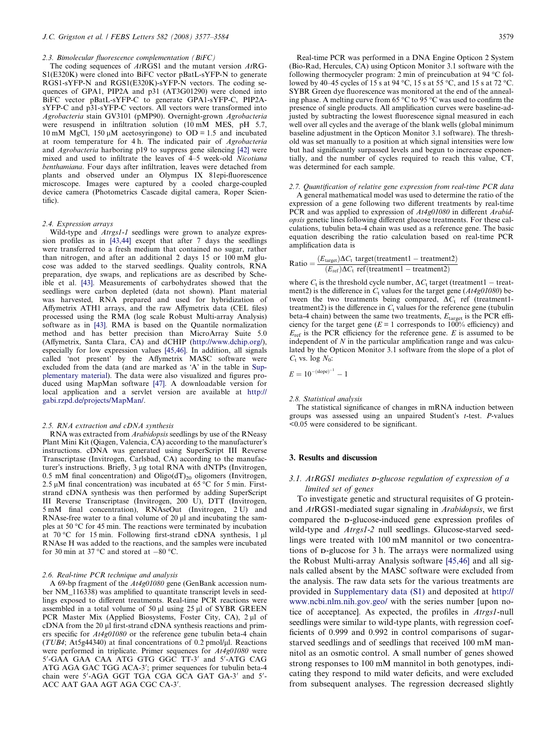### 2.3. Bimolecular fluorescence complementation (BiFC)

The coding sequences of *At*RGS1 and the mutant version *At*RGS1(E320K) were cloned into BiFC vector pBatL-sYFP-N to generate RGS1-sYFP-N and RGS1(E320K)-sYFP-N vectors. The coding sequences of GPA1, PIP2A and p31 (AT3G01290) were cloned into BiFC vector pBatL-sYFP-C to generate GPA1-sYFP-C, PIP2A-sYFP-C and p31-sYFP-C vectors. All vectors were transformed into *Agrobacteria* stain GV3101 (pMP90). Overnight-grown *Agrobacteria* were resuspend in infiltration solution (10 mM MES, pH 5.7, 10 mM MgCl, 150 μM acetosyringone) to OD = 1.5 and incubated at room temperature for 4 h. The indicated pair of *Agrobacteria* and *Agrobacteria* harboring p19 to suppress gene silencing [42] were mixed and used to infiltrate the leaves of 4–5 week-old *Nicotiana benthamiana*. Four days after infiltration, leaves were detached from plants and observed under an Olympus IX 81epi-fluorescence microscope. Images were captured by a cooled charge-coupled device camera (Photometrics Cascade digital camera, Roper Scientific).

### 2.4. Expression arrays

Wild-type and *Atrgs1-1* seedlings were grown to analyze expression profiles as in [43,44] except that after 7 days the seedlings were transferred to a fresh medium that contained no sugar, rather than nitrogen, and after an additional 2 days 15 or 100 mM glucose was added to the starved seedlings. Quality controls, RNA preparation, dye swaps, and replications are as described by Scheible et al. [43]. Measurements of carbohydrates showed that the seedlings were carbon depleted (data not shown). Plant material was harvested, RNA prepared and used for hybridization of Affymetrix ATH1 arrays, and the raw Affymetrix data (CEL files) processed using the RMA (log scale Robust Multi-array Analysis) software as in [43]. RMA is based on the Quantile normalization method and has better precision than MicroArray Suite 5.0 (Affymetrix, Santa Clara, CA) and dCHIP (http://www.dchip.org/), especially for low expression values [45,46]. In addition, all signals called 'not present' by the Affymetrix MASC software were excluded from the data (and are marked as 'A' in the table in Supplementary material). The data were also visualized and figures produced using MapMan software [47]. A downloadable version for local application and a servlet version are available at http://gabi.rzpd.de/projects/MapMan/.

### 2.5. RNA extraction and cDNA synthesis

RNA was extracted from *Arabidopsis* seedlings by use of the RNeasy Plant Mini Kit (Qiagen, Valencia, CA) according to the manufacturer's instructions. cDNA was generated using SuperScript III Reverse Transcriptase (Invitrogen, Carlsbad, CA) according to the manufacturer's instructions. Briefly, 3 μg total RNA with dNTPs (Invitrogen, 0.5 mM final concentration) and Oligo(dT)$_{20}$ oligomers (Invitrogen, 2.5 μM final concentration) was incubated at 65 °C for 5 min. First-strand cDNA synthesis was then performed by adding SuperScript III Reverse Transcriptase (Invitrogen, 200 U), DTT (Invitrogen, 5 mM final concentration), RNAseOut (Invitrogen, 2 U) and RNAse-free water to a final volume of 20 μl and incubating the samples at 50 °C for 45 min. The reactions were terminated by incubation at 70 °C for 15 min. Following first-strand cDNA synthesis, 1 μl RNAse H was added to the reactions, and the samples were incubated for 30 min at 37 °C and stored at −80 °C.

### 2.6. Real-time PCR technique and analysis

A 69-bp fragment of the *At4g01080* gene (GenBank accession number NM_116338) was amplified to quantitate transcript levels in seedlings exposed to different treatments. Real-time PCR reactions were assembled in a total volume of 50 μl using 25 μl of SYBR GREEN PCR Master Mix (Applied Biosystems, Foster City, CA), 2 μl of cDNA from the 20 μl first-strand cDNA synthesis reactions and primers specific for *At4g01080* or the reference gene tubulin beta-4 chain (*TUB4*; At5g44340) at final concentrations of 0.2 pmol/μl. Reactions were performed in triplicate. Primer sequences for *At4g01080* were 5′-GAA GAA CAA ATG GTG GGC TT-3′ and 5′-ATG CAG ATG AGA GAC TGG ACA-3′; primer sequences for tubulin beta-4 chain were 5′-AGA GGT TGA CGA GCA GAT GA-3′ and 5′-ACC AAT GAA AGT AGA CGC CA-3′.

Real-time PCR was performed in a DNA Engine Opticon 2 System (Bio-Rad, Hercules, CA) using Opticon Monitor 3.1 software with the following thermocycler program: 2 min of preincubation at 94 °C followed by 40–45 cycles of 15 s at 94 °C, 15 s at 55 °C, and 15 s at 72 °C. SYBR Green dye fluorescence was monitored at the end of the annealing phase. A melting curve from 65 °C to 95 °C was used to confirm the presence of single products. All amplification curves were baseline-adjusted by subtracting the lowest fluorescence signal measured in each well over all cycles and the average of the blank wells (global minimum baseline adjustment in the Opticon Monitor 3.1 software). The threshold was set manually to a position at which signal intensities were low but had significantly surpassed levels and begun to increase exponentially, and the number of cycles required to reach this value, CT, was determined for each sample.

### 2.7. Quantification of relative gene expression from real-time PCR data

A general mathematical model was used to determine the ratio of the expression of a gene following two different treatments by real-time PCR and was applied to expression of *At4g01080* in different *Arabidopsis* genetic lines following different glucose treatments. For these calculations, tubulin beta-4 chain was used as a reference gene. The basic equation describing the ratio calculation based on real-time PCR amplification data is

$$\text{Ratio} = \frac{(E_{\text{target}})\Delta C_{\text{t}}\ \text{target}(\text{treatment1} - \text{treatment2})}{(E_{\text{ref}})\Delta C_{\text{t}}\ \text{ref}(\text{treatment1} - \text{treatment2})}$$

where $C_t$ is the threshold cycle number, $\Delta C_t$ target (treatment1 − treatment2) is the difference in $C_t$ values for the target gene (*At4g01080*) between the two treatments being compared, $\Delta C_t$ ref (treatment1-treatment2) is the difference in $C_t$ values for the reference gene (tubulin beta-4 chain) between the same two treatments, $E_{\text{target}}$ is the PCR efficiency for the target gene ($E = 1$ corresponds to 100% efficiency) and $E_{\text{ref}}$ is the PCR efficiency for the reference gene. $E$ is assumed to be independent of $N$ in the particular amplification range and was calculated by the Opticon Monitor 3.1 software from the slope of a plot of $C_t$ vs. log $N_0$:

$$E = 10^{-(\text{slope})^{-1}} - 1$$

### 2.8. Statistical analysis

The statistical significance of changes in mRNA induction between groups was assessed using an unpaired Student's *t*-test. *P*-values <0.05 were considered to be significant.

## 3. Results and discussion

### 3.1. *At*RGS1 mediates D-glucose regulation of expression of a limited set of genes

To investigate genetic and structural requisites of G protein- and *At*RGS1-mediated sugar signaling in *Arabidopsis*, we first compared the D-glucose-induced gene expression profiles of wild-type and *Atrgs1-2* null seedlings. Glucose-starved seedlings were treated with 100 mM mannitol or two concentrations of D-glucose for 3 h. The arrays were normalized using the Robust Multi-array Analysis software [45,46] and all signals called absent by the MASC software were excluded from the analysis. The raw data sets for the various treatments are provided in Supplementary data (S1) and deposited at http://www.ncbi.nlm.nih.gov.geo/ with the series number [upon notice of acceptance]. As expected, the profiles in *Atrgs1*-null seedlings were similar to wild-type plants, with regression coefficients of 0.999 and 0.992 in control comparisons of sugar-starved seedlings and of seedlings that received 100 mM mannitol as an osmotic control. A small number of genes showed strong responses to 100 mM mannitol in both genotypes, indicating they respond to mild water deficits, and were excluded from subsequent analyses. The regression decreased slightly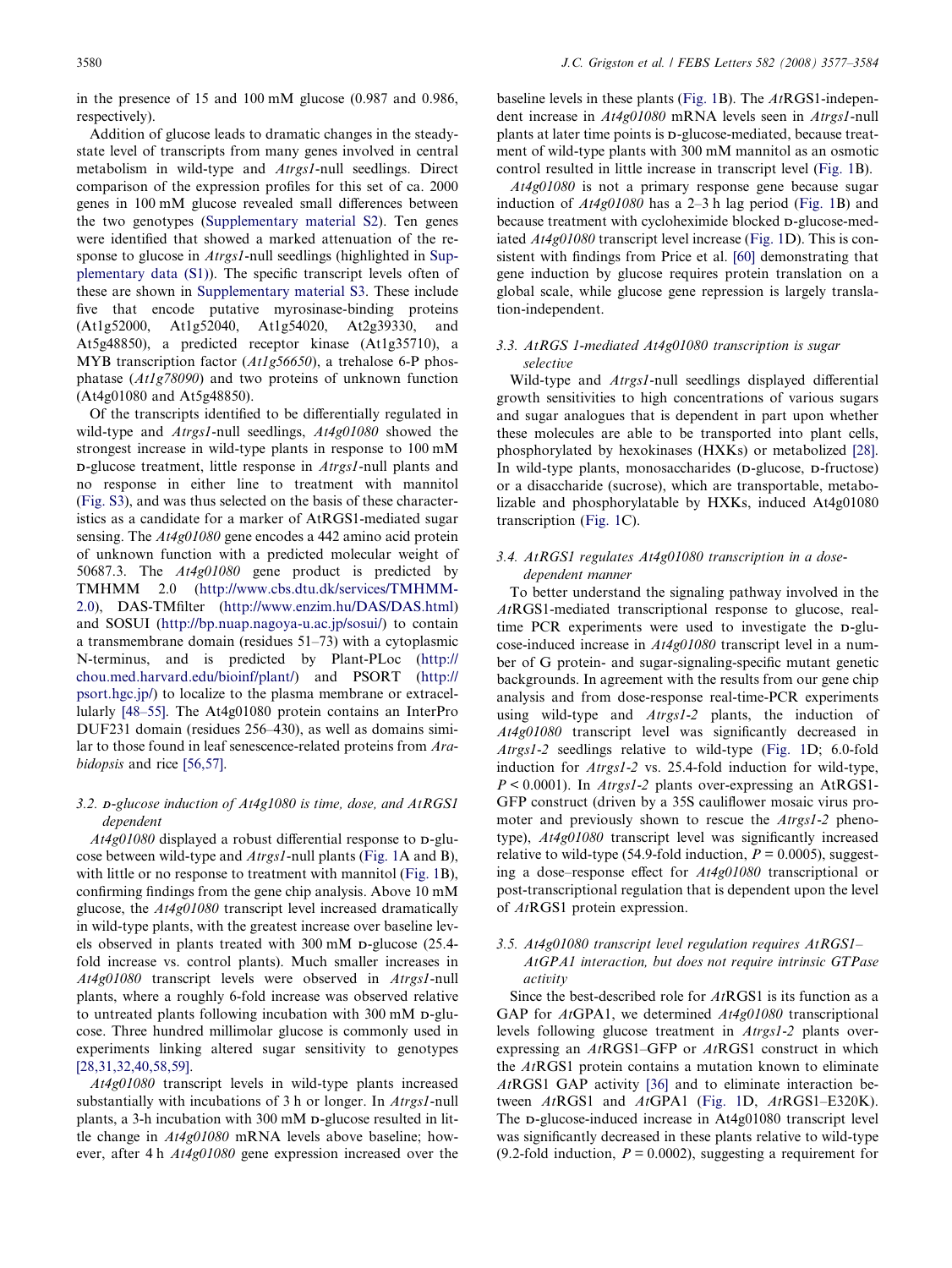in the presence of 15 and 100 mM glucose (0.987 and 0.986, respectively).

Addition of glucose leads to dramatic changes in the steady-state level of transcripts from many genes involved in central metabolism in wild-type and *Atrgs1*-null seedlings. Direct comparison of the expression profiles for this set of ca. 2000 genes in 100 mM glucose revealed small differences between the two genotypes (Supplementary material S2). Ten genes were identified that showed a marked attenuation of the response to glucose in *Atrgs1*-null seedlings (highlighted in Supplementary data (S1)). The specific transcript levels often of these are shown in Supplementary material S3. These include five that encode putative myrosinase-binding proteins (At1g52000, At1g52040, At1g54020, At2g39330, and At5g48850), a predicted receptor kinase (At1g35710), a MYB transcription factor (*At1g56650*), a trehalose 6-P phosphatase (*At1g78090*) and two proteins of unknown function (At4g01080 and At5g48850).

Of the transcripts identified to be differentially regulated in wild-type and *Atrgs1*-null seedlings, *At4g01080* showed the strongest increase in wild-type plants in response to 100 mM D-glucose treatment, little response in *Atrgs1*-null plants and no response in either line to treatment with mannitol (Fig. S3), and was thus selected on the basis of these characteristics as a candidate for a marker of AtRGS1-mediated sugar sensing. The *At4g01080* gene encodes a 442 amino acid protein of unknown function with a predicted molecular weight of 50687.3. The *At4g01080* gene product is predicted by TMHMM 2.0 (http://www.cbs.dtu.dk/services/TMHMM-2.0), DAS-TMfilter (http://www.enzim.hu/DAS/DAS.html) and SOSUI (http://bp.nuap.nagoya-u.ac.jp/sosui/) to contain a transmembrane domain (residues 51–73) with a cytoplasmic N-terminus, and is predicted by Plant-PLoc (http://chou.med.harvard.edu/bioinf/plant/) and PSORT (http://psort.hgc.jp/) to localize to the plasma membrane or extracellularly [48–55]. The At4g01080 protein contains an InterPro DUF231 domain (residues 256–430), as well as domains similar to those found in leaf senescence-related proteins from *Arabidopsis* and rice [56,57].

### 3.2. D-glucose induction of At4g1080 is time, dose, and AtRGS1 dependent

*At4g01080* displayed a robust differential response to D-glucose between wild-type and *Atrgs1*-null plants (Fig. 1A and B), with little or no response to treatment with mannitol (Fig. 1B), confirming findings from the gene chip analysis. Above 10 mM glucose, the *At4g01080* transcript level increased dramatically in wild-type plants, with the greatest increase over baseline levels observed in plants treated with 300 mM D-glucose (25.4-fold increase vs. control plants). Much smaller increases in *At4g01080* transcript levels were observed in *Atrgs1*-null plants, where a roughly 6-fold increase was observed relative to untreated plants following incubation with 300 mM D-glucose. Three hundred millimolar glucose is commonly used in experiments linking altered sugar sensitivity to genotypes [28,31,32,40,58,59].

*At4g01080* transcript levels in wild-type plants increased substantially with incubations of 3 h or longer. In *Atrgs1*-null plants, a 3-h incubation with 300 mM D-glucose resulted in little change in *At4g01080* mRNA levels above baseline; however, after 4 h *At4g01080* gene expression increased over the baseline levels in these plants (Fig. 1B). The *At*RGS1-independent increase in *At4g01080* mRNA levels seen in *Atrgs1*-null plants at later time points is D-glucose-mediated, because treatment of wild-type plants with 300 mM mannitol as an osmotic control resulted in little increase in transcript level (Fig. 1B).

*At4g01080* is not a primary response gene because sugar induction of *At4g01080* has a 2–3 h lag period (Fig. 1B) and because treatment with cycloheximide blocked D-glucose-mediated *At4g01080* transcript level increase (Fig. 1D). This is consistent with findings from Price et al. [60] demonstrating that gene induction by glucose requires protein translation on a global scale, while glucose gene repression is largely translation-independent.

### 3.3. AtRGS 1-mediated At4g01080 transcription is sugar selective

Wild-type and *Atrgs1*-null seedlings displayed differential growth sensitivities to high concentrations of various sugars and sugar analogues that is dependent in part upon whether these molecules are able to be transported into plant cells, phosphorylated by hexokinases (HXKs) or metabolized [28]. In wild-type plants, monosaccharides (D-glucose, D-fructose) or a disaccharide (sucrose), which are transportable, metabolizable and phosphorylatable by HXKs, induced At4g01080 transcription (Fig. 1C).

### 3.4. AtRGS1 regulates At4g01080 transcription in a dose-dependent manner

To better understand the signaling pathway involved in the *At*RGS1-mediated transcriptional response to glucose, real-time PCR experiments were used to investigate the D-glucose-induced increase in *At4g01080* transcript level in a number of G protein- and sugar-signaling-specific mutant genetic backgrounds. In agreement with the results from our gene chip analysis and from dose-response real-time-PCR experiments using wild-type and *Atrgs1-2* plants, the induction of *At4g01080* transcript level was significantly decreased in *Atrgs1-2* seedlings relative to wild-type (Fig. 1D; 6.0-fold induction for *Atrgs1-2* vs. 25.4-fold induction for wild-type, $P < 0.0001$). In *Atrgs1-2* plants over-expressing an AtRGS1-GFP construct (driven by a 35S cauliflower mosaic virus promoter and previously shown to rescue the *Atrgs1-2* phenotype), *At4g01080* transcript level was significantly increased relative to wild-type (54.9-fold induction, $P = 0.0005$), suggesting a dose–response effect for *At4g01080* transcriptional or post-transcriptional regulation that is dependent upon the level of *At*RGS1 protein expression.

### 3.5. At4g01080 transcript level regulation requires AtRGS1–AtGPA1 interaction, but does not require intrinsic GTPase activity

Since the best-described role for *At*RGS1 is its function as a GAP for *At*GPA1, we determined *At4g01080* transcriptional levels following glucose treatment in *Atrgs1-2* plants over-expressing an *At*RGS1–GFP or *At*RGS1 construct in which the *At*RGS1 protein contains a mutation known to eliminate *At*RGS1 GAP activity [36] and to eliminate interaction between *At*RGS1 and *At*GPA1 (Fig. 1D, *At*RGS1–E320K). The D-glucose-induced increase in At4g01080 transcript level was significantly decreased in these plants relative to wild-type (9.2-fold induction, $P = 0.0002$), suggesting a requirement for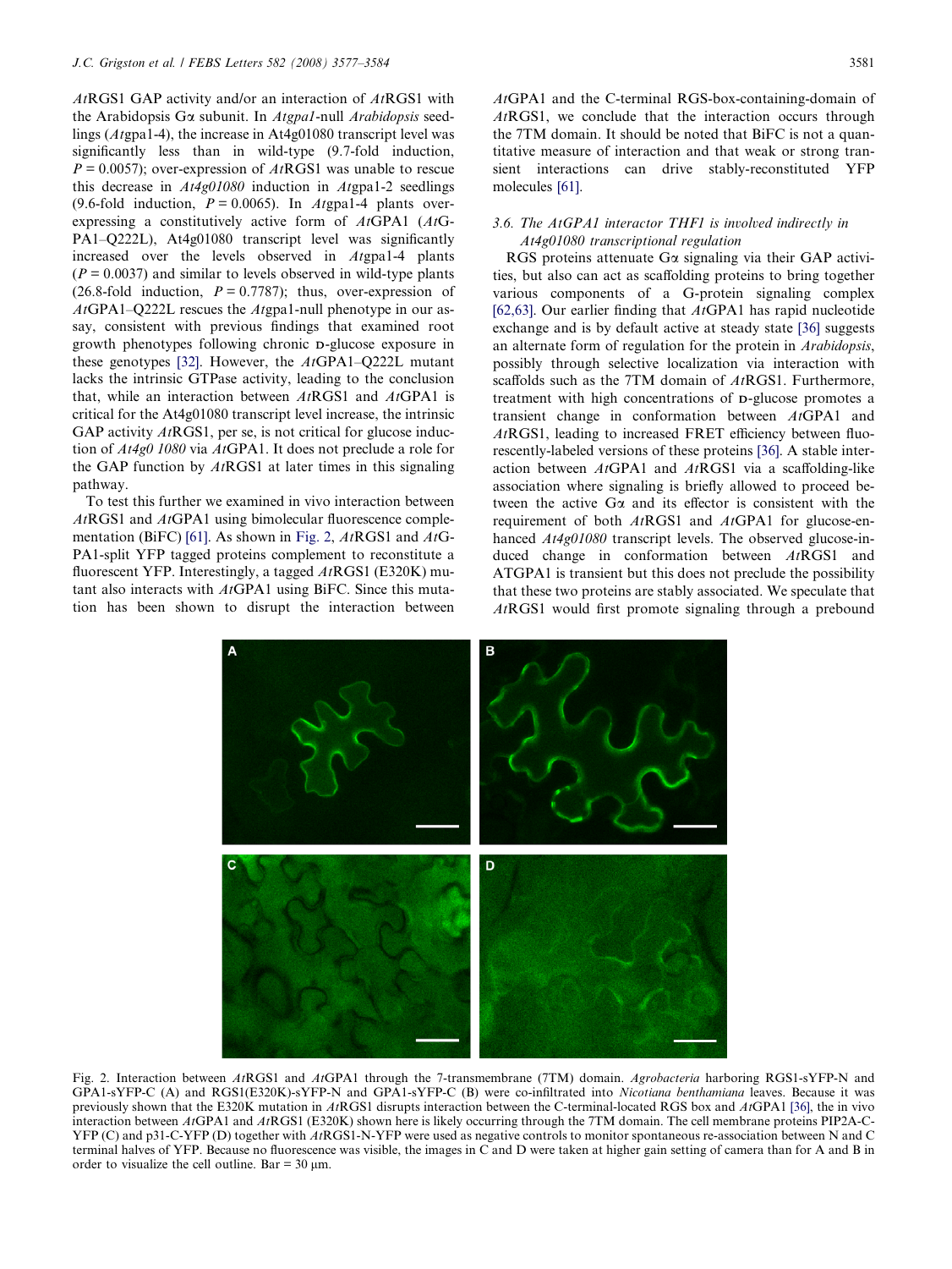*At*RGS1 GAP activity and/or an interaction of *At*RGS1 with the Arabidopsis Gα subunit. In *Atgpa1*-null *Arabidopsis* seedlings (*At*gpa1-4), the increase in At4g01080 transcript level was significantly less than in wild-type (9.7-fold induction, $P = 0.0057$); over-expression of *At*RGS1 was unable to rescue this decrease in *At4g01080* induction in *At*gpa1-2 seedlings (9.6-fold induction, $P = 0.0065$). In *At*gpa1-4 plants over-expressing a constitutively active form of *At*GPA1 (*At*GPA1–Q222L), At4g01080 transcript level was significantly increased over the levels observed in *At*gpa1-4 plants ($P = 0.0037$) and similar to levels observed in wild-type plants (26.8-fold induction, $P = 0.7787$); thus, over-expression of *At*GPA1–Q222L rescues the *At*gpa1-null phenotype in our assay, consistent with previous findings that examined root growth phenotypes following chronic D-glucose exposure in these genotypes [32]. However, the *At*GPA1–Q222L mutant lacks the intrinsic GTPase activity, leading to the conclusion that, while an interaction between *At*RGS1 and *At*GPA1 is critical for the At4g01080 transcript level increase, the intrinsic GAP activity *At*RGS1, per se, is not critical for glucose induction of *At4g0 1080* via *At*GPA1. It does not preclude a role for the GAP function by *At*RGS1 at later times in this signaling pathway.

To test this further we examined in vivo interaction between *At*RGS1 and *At*GPA1 using bimolecular fluorescence complementation (BiFC) [61]. As shown in Fig. 2, *At*RGS1 and *At*GPA1-split YFP tagged proteins complement to reconstitute a fluorescent YFP. Interestingly, a tagged *At*RGS1 (E320K) mutant also interacts with *At*GPA1 using BiFC. Since this mutation has been shown to disrupt the interaction between *At*GPA1 and the C-terminal RGS-box-containing-domain of *At*RGS1, we conclude that the interaction occurs through the 7TM domain. It should be noted that BiFC is not a quantitative measure of interaction and that weak or strong transient interactions can drive stably-reconstituted YFP molecules [61].

### 3.6. The AtGPA1 interactor THF1 is involved indirectly in At4g01080 transcriptional regulation

RGS proteins attenuate Gα signaling via their GAP activities, but also can act as scaffolding proteins to bring together various components of a G-protein signaling complex [62,63]. Our earlier finding that *At*GPA1 has rapid nucleotide exchange and is by default active at steady state [36] suggests an alternate form of regulation for the protein in *Arabidopsis*, possibly through selective localization via interaction with scaffolds such as the 7TM domain of *At*RGS1. Furthermore, treatment with high concentrations of D-glucose promotes a transient change in conformation between *At*GPA1 and *At*RGS1, leading to increased FRET efficiency between fluorescently-labeled versions of these proteins [36]. A stable interaction between *At*GPA1 and *At*RGS1 via a scaffolding-like association where signaling is briefly allowed to proceed between the active Gα and its effector is consistent with the requirement of both *At*RGS1 and *At*GPA1 for glucose-enhanced *At4g01080* transcript levels. The observed glucose-induced change in conformation between *At*RGS1 and ATGPA1 is transient but this does not preclude the possibility that these two proteins are stably associated. We speculate that *At*RGS1 would first promote signaling through a prebound

Fig. 2. Interaction between *At*RGS1 and *At*GPA1 through the 7-transmembrane (7TM) domain. *Agrobacteria* harboring RGS1-sYFP-N and GPA1-sYFP-C (A) and RGS1(E320K)-sYFP-N and GPA1-sYFP-C (B) were co-infiltrated into *Nicotiana benthamiana* leaves. Because it was previously shown that the E320K mutation in *At*RGS1 disrupts interaction between the C-terminal-located RGS box and *At*GPA1 [36], the in vivo interaction between *At*GPA1 and *At*RGS1 (E320K) shown here is likely occurring through the 7TM domain. The cell membrane proteins PIP2A-C-YFP (C) and p31-C-YFP (D) together with *At*RGS1-N-YFP were used as negative controls to monitor spontaneous re-association between N and C terminal halves of YFP. Because no fluorescence was visible, the images in C and D were taken at higher gain setting of camera than for A and B in order to visualize the cell outline. Bar = 30 μm.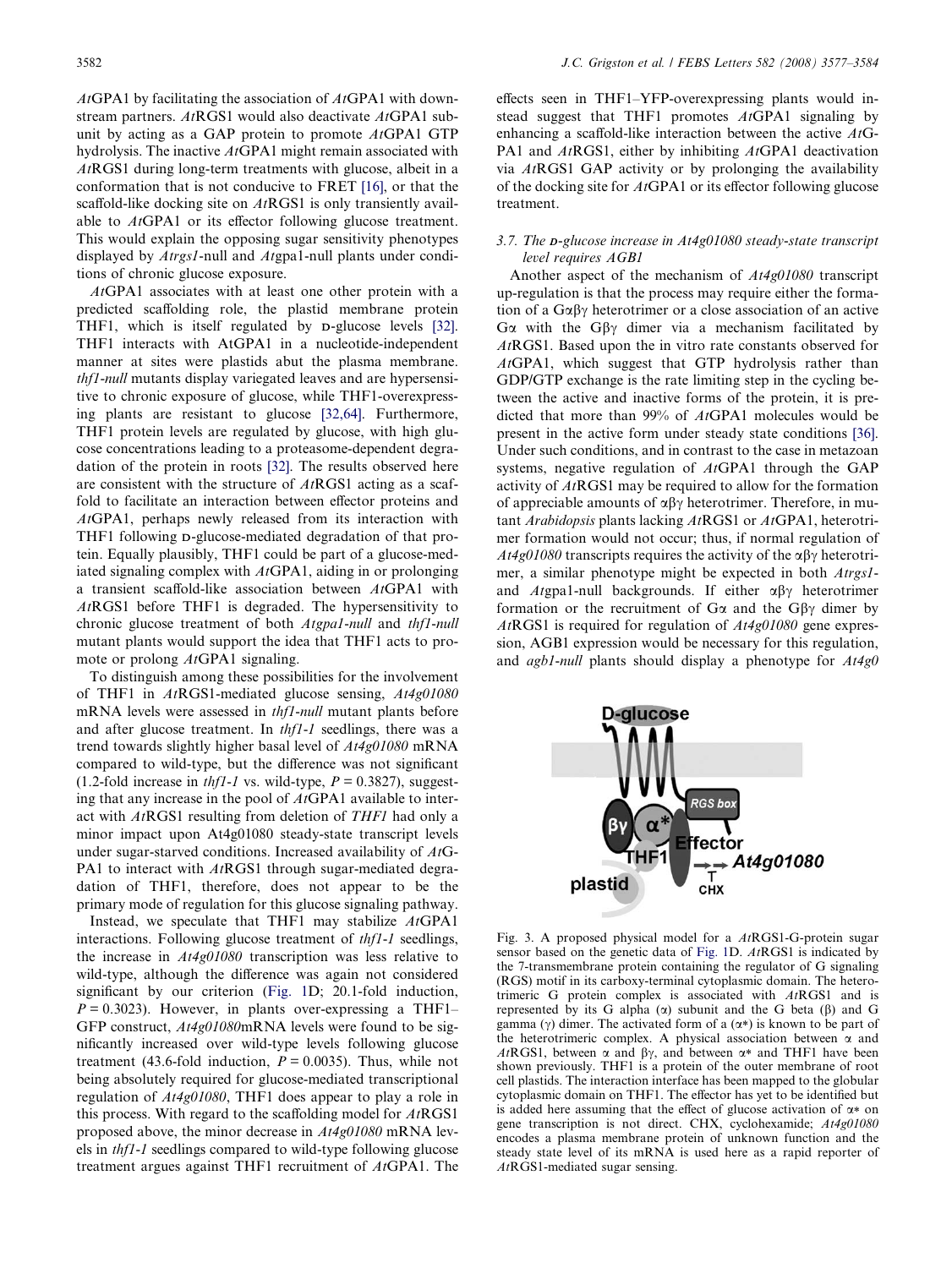*At*GPA1 by facilitating the association of *At*GPA1 with downstream partners. *At*RGS1 would also deactivate *At*GPA1 subunit by acting as a GAP protein to promote *At*GPA1 GTP hydrolysis. The inactive *At*GPA1 might remain associated with *At*RGS1 during long-term treatments with glucose, albeit in a conformation that is not conducive to FRET [16], or that the scaffold-like docking site on *At*RGS1 is only transiently available to *At*GPA1 or its effector following glucose treatment. This would explain the opposing sugar sensitivity phenotypes displayed by *Atrgs1*-null and *At*gpa1-null plants under conditions of chronic glucose exposure.

*At*GPA1 associates with at least one other protein with a predicted scaffolding role, the plastid membrane protein THF1, which is itself regulated by D-glucose levels [32]. THF1 interacts with AtGPA1 in a nucleotide-independent manner at sites were plastids abut the plasma membrane. *thf1-null* mutants display variegated leaves and are hypersensitive to chronic exposure of glucose, while THF1-overexpressing plants are resistant to glucose [32,64]. Furthermore, THF1 protein levels are regulated by glucose, with high glucose concentrations leading to a proteasome-dependent degradation of the protein in roots [32]. The results observed here are consistent with the structure of *At*RGS1 acting as a scaffold to facilitate an interaction between effector proteins and *At*GPA1, perhaps newly released from its interaction with THF1 following D-glucose-mediated degradation of that protein. Equally plausibly, THF1 could be part of a glucose-mediated signaling complex with *At*GPA1, aiding in or prolonging a transient scaffold-like association between *At*GPA1 with *At*RGS1 before THF1 is degraded. The hypersensitivity to chronic glucose treatment of both *Atgpa1-null* and *thf1-null* mutant plants would support the idea that THF1 acts to promote or prolong *At*GPA1 signaling.

To distinguish among these possibilities for the involvement of THF1 in *At*RGS1-mediated glucose sensing, *At4g01080* mRNA levels were assessed in *thf1-null* mutant plants before and after glucose treatment. In *thf1-1* seedlings, there was a trend towards slightly higher basal level of *At4g01080* mRNA compared to wild-type, but the difference was not significant (1.2-fold increase in *thf1-1* vs. wild-type, $P = 0.3827$), suggesting that any increase in the pool of *At*GPA1 available to interact with *At*RGS1 resulting from deletion of *THF1* had only a minor impact upon At4g01080 steady-state transcript levels under sugar-starved conditions. Increased availability of *At*GPA1 to interact with *At*RGS1 through sugar-mediated degradation of THF1, therefore, does not appear to be the primary mode of regulation for this glucose signaling pathway.

Instead, we speculate that THF1 may stabilize *At*GPA1 interactions. Following glucose treatment of *thf1-1* seedlings, the increase in *At4g01080* transcription was less relative to wild-type, although the difference was again not considered significant by our criterion (Fig. 1D; 20.1-fold induction, $P = 0.3023$). However, in plants over-expressing a THF1–GFP construct, *At4g01080*mRNA levels were found to be significantly increased over wild-type levels following glucose treatment (43.6-fold induction, $P = 0.0035$). Thus, while not being absolutely required for glucose-mediated transcriptional regulation of *At4g01080*, THF1 does appear to play a role in this process. With regard to the scaffolding model for *At*RGS1 proposed above, the minor decrease in *At4g01080* mRNA levels in *thf1-1* seedlings compared to wild-type following glucose treatment argues against THF1 recruitment of *At*GPA1. The effects seen in THF1–YFP-overexpressing plants would instead suggest that THF1 promotes *At*GPA1 signaling by enhancing a scaffold-like interaction between the active *At*GPA1 and *At*RGS1, either by inhibiting *At*GPA1 deactivation via *At*RGS1 GAP activity or by prolonging the availability of the docking site for *At*GPA1 or its effector following glucose treatment.

### 3.7. The D-glucose increase in At4g01080 steady-state transcript level requires AGB1

Another aspect of the mechanism of *At4g01080* transcript up-regulation is that the process may require either the formation of a $G\alpha\beta\gamma$ heterotrimer or a close association of an active $G\alpha$ with the $G\beta\gamma$ dimer via a mechanism facilitated by *At*RGS1. Based upon the in vitro rate constants observed for *At*GPA1, which suggest that GTP hydrolysis rather than GDP/GTP exchange is the rate limiting step in the cycling between the active and inactive forms of the protein, it is predicted that more than 99% of *At*GPA1 molecules would be present in the active form under steady state conditions [36]. Under such conditions, and in contrast to the case in metazoan systems, negative regulation of *At*GPA1 through the GAP activity of *At*RGS1 may be required to allow for the formation of appreciable amounts of $\alpha\beta\gamma$ heterotrimer. Therefore, in mutant *Arabidopsis* plants lacking *At*RGS1 or *At*GPA1, heterotrimer formation would not occur; thus, if normal regulation of *At4g01080* transcripts requires the activity of the $\alpha\beta\gamma$ heterotrimer, a similar phenotype might be expected in both *Atrgs1*- and *At*gpa1-null backgrounds. If either $\alpha\beta\gamma$ heterotrimer formation or the recruitment of $G\alpha$ and the $G\beta\gamma$ dimer by *At*RGS1 is required for regulation of *At4g01080* gene expression, AGB1 expression would be necessary for this regulation, and *agb1-null* plants should display a phenotype for *At4g0*

Fig. 3. A proposed physical model for a *At*RGS1-G-protein sugar sensor based on the genetic data of Fig. 1D. *At*RGS1 is indicated by the 7-transmembrane protein containing the regulator of G signaling (RGS) motif in its carboxy-terminal cytoplasmic domain. The heterotrimeric G protein complex is associated with *At*RGS1 and is represented by its G alpha (α) subunit and the G beta (β) and G gamma (γ) dimer. The activated form of a (α*) is known to be part of the heterotrimeric complex. A physical association between α and *At*RGS1, between α and βγ, and between α* and THF1 have been shown previously. THF1 is a protein of the outer membrane of root cell plastids. The interaction interface has been mapped to the globular cytoplasmic domain on THF1. The effector has yet to be identified but is added here assuming that the effect of glucose activation of α* on gene transcription is not direct. CHX, cyclohexamide; *At4g01080* encodes a plasma membrane protein of unknown function and the steady state level of its mRNA is used here as a rapid reporter of *At*RGS1-mediated sugar sensing.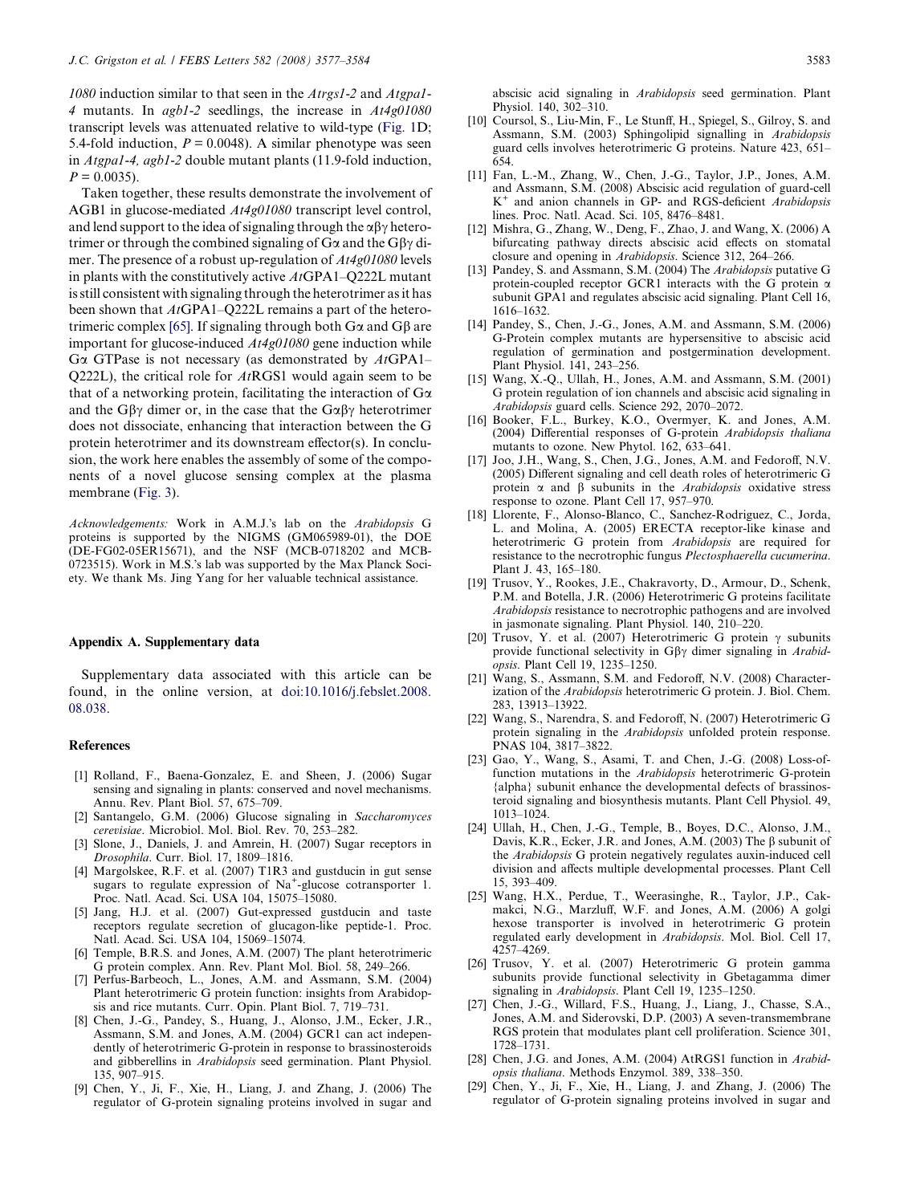*1080* induction similar to that seen in the *Atrgs1-2* and *Atgpa1-4* mutants. In *agb1-2* seedlings, the increase in *At4g01080* transcript levels was attenuated relative to wild-type (Fig. 1D; 5.4-fold induction, $P = 0.0048$). A similar phenotype was seen in *Atgpa1-4, agb1-2* double mutant plants (11.9-fold induction, $P = 0.0035$).

Taken together, these results demonstrate the involvement of AGB1 in glucose-mediated *At4g01080* transcript level control, and lend support to the idea of signaling through the $\alpha\beta\gamma$ heterotrimer or through the combined signaling of G$\alpha$ and the G$\beta\gamma$ dimer. The presence of a robust up-regulation of *At4g01080* levels in plants with the constitutively active *At*GPA1–Q222L mutant is still consistent with signaling through the heterotrimer as it has been shown that *At*GPA1–Q222L remains a part of the heterotrimeric complex [65]. If signaling through both G$\alpha$ and G$\beta$ are important for glucose-induced *At4g01080* gene induction while G$\alpha$ GTPase is not necessary (as demonstrated by *At*GPA1–Q222L), the critical role for *At*RGS1 would again seem to be that of a networking protein, facilitating the interaction of G$\alpha$ and the G$\beta\gamma$ dimer or, in the case that the G$\alpha\beta\gamma$ heterotrimer does not dissociate, enhancing that interaction between the G protein heterotrimer and its downstream effector(s). In conclusion, the work here enables the assembly of some of the components of a novel glucose sensing complex at the plasma membrane (Fig. 3).

*Acknowledgements:* Work in A.M.J.'s lab on the *Arabidopsis* G proteins is supported by the NIGMS (GM065989-01), the DOE (DE-FG02-05ER15671), and the NSF (MCB-0718202 and MCB-0723515). Work in M.S.'s lab was supported by the Max Planck Society. We thank Ms. Jing Yang for her valuable technical assistance.

### Appendix A. Supplementary data

Supplementary data associated with this article can be found, in the online version, at doi:10.1016/j.febslet.2008.08.038.

### References

[1] Rolland, F., Baena-Gonzalez, E. and Sheen, J. (2006) Sugar sensing and signaling in plants: conserved and novel mechanisms. Annu. Rev. Plant Biol. 57, 675–709.

[2] Santangelo, G.M. (2006) Glucose signaling in *Saccharomyces cerevisiae*. Microbiol. Mol. Biol. Rev. 70, 253–282.

[3] Slone, J., Daniels, J. and Amrein, H. (2007) Sugar receptors in *Drosophila*. Curr. Biol. 17, 1809–1816.

[4] Margolskee, R.F. et al. (2007) T1R3 and gustducin in gut sense sugars to regulate expression of $Na^+$-glucose cotransporter 1. Proc. Natl. Acad. Sci. USA 104, 15075–15080.

[5] Jang, H.J. et al. (2007) Gut-expressed gustducin and taste receptors regulate secretion of glucagon-like peptide-1. Proc. Natl. Acad. Sci. USA 104, 15069–15074.

[6] Temple, B.R.S. and Jones, A.M. (2007) The plant heterotrimeric G protein complex. Ann. Rev. Plant Mol. Biol. 58, 249–266.

[7] Perfus-Barbeoch, L., Jones, A.M. and Assmann, S.M. (2004) Plant heterotrimeric G protein function: insights from Arabidopsis and rice mutants. Curr. Opin. Plant Biol. 7, 719–731.

[8] Chen, J.-G., Pandey, S., Huang, J., Alonso, J.M., Ecker, J.R., Assmann, S.M. and Jones, A.M. (2004) GCR1 can act independently of heterotrimeric G-protein in response to brassinosteroids and gibberellins in *Arabidopsis* seed germination. Plant Physiol. 135, 907–915.

[9] Chen, Y., Ji, F., Xie, H., Liang, J. and Zhang, J. (2006) The regulator of G-protein signaling proteins involved in sugar and abscisic acid signaling in *Arabidopsis* seed germination. Plant Physiol. 140, 302–310.

[10] Coursol, S., Liu-Min, F., Le Stunff, H., Spiegel, S., Gilroy, S. and Assmann, S.M. (2003) Sphingolipid signalling in *Arabidopsis* guard cells involves heterotrimeric G proteins. Nature 423, 651–654.

[11] Fan, L.-M., Zhang, W., Chen, J.-G., Taylor, J.P., Jones, A.M. and Assmann, S.M. (2008) Abscisic acid regulation of guard-cell $K^+$ and anion channels in GP- and RGS-deficient *Arabidopsis* lines. Proc. Natl. Acad. Sci. 105, 8476–8481.

[12] Mishra, G., Zhang, W., Deng, F., Zhao, J. and Wang, X. (2006) A bifurcating pathway directs abscisic acid effects on stomatal closure and opening in *Arabidopsis*. Science 312, 264–266.

[13] Pandey, S. and Assmann, S.M. (2004) The *Arabidopsis* putative G protein-coupled receptor GCR1 interacts with the G protein $\alpha$ subunit GPA1 and regulates abscisic acid signaling. Plant Cell 16, 1616–1632.

[14] Pandey, S., Chen, J.-G., Jones, A.M. and Assmann, S.M. (2006) G-Protein complex mutants are hypersensitive to abscisic acid regulation of germination and postgermination development. Plant Physiol. 141, 243–256.

[15] Wang, X.-Q., Ullah, H., Jones, A.M. and Assmann, S.M. (2001) G protein regulation of ion channels and abscisic acid signaling in *Arabidopsis* guard cells. Science 292, 2070–2072.

[16] Booker, F.L., Burkey, K.O., Overmyer, K. and Jones, A.M. (2004) Differential responses of G-protein *Arabidopsis thaliana* mutants to ozone. New Phytol. 162, 633–641.

[17] Joo, J.H., Wang, S., Chen, J.G., Jones, A.M. and Fedoroff, N.V. (2005) Different signaling and cell death roles of heterotrimeric G protein $\alpha$ and $\beta$ subunits in the *Arabidopsis* oxidative stress response to ozone. Plant Cell 17, 957–970.

[18] Llorente, F., Alonso-Blanco, C., Sanchez-Rodriguez, C., Jorda, L. and Molina, A. (2005) ERECTA receptor-like kinase and heterotrimeric G protein from *Arabidopsis* are required for resistance to the necrotrophic fungus *Plectosphaerella cucumerina*. Plant J. 43, 165–180.

[19] Trusov, Y., Rookes, J.E., Chakravorty, D., Armour, D., Schenk, P.M. and Botella, J.R. (2006) Heterotrimeric G proteins facilitate *Arabidopsis* resistance to necrotrophic pathogens and are involved in jasmonate signaling. Plant Physiol. 140, 210–220.

[20] Trusov, Y. et al. (2007) Heterotrimeric G protein $\gamma$ subunits provide functional selectivity in G$\beta\gamma$ dimer signaling in *Arabidopsis*. Plant Cell 19, 1235–1250.

[21] Wang, S., Assmann, S.M. and Fedoroff, N.V. (2008) Characterization of the *Arabidopsis* heterotrimeric G protein. J. Biol. Chem. 283, 13913–13922.

[22] Wang, S., Narendra, S. and Fedoroff, N. (2007) Heterotrimeric G protein signaling in the *Arabidopsis* unfolded protein response. PNAS 104, 3817–3822.

[23] Gao, Y., Wang, S., Asami, T. and Chen, J.-G. (2008) Loss-of-function mutations in the *Arabidopsis* heterotrimeric G-protein {alpha} subunit enhance the developmental defects of brassinosteroid signaling and biosynthesis mutants. Plant Cell Physiol. 49, 1013–1024.

[24] Ullah, H., Chen, J.-G., Temple, B., Boyes, D.C., Alonso, J.M., Davis, K.R., Ecker, J.R. and Jones, A.M. (2003) The $\beta$ subunit of the *Arabidopsis* G protein negatively regulates auxin-induced cell division and affects multiple developmental processes. Plant Cell 15, 393–409.

[25] Wang, H.X., Perdue, T., Weerasinghe, R., Taylor, J.P., Cakmakci, N.G., Marzluff, W.F. and Jones, A.M. (2006) A golgi hexose transporter is involved in heterotrimeric G protein regulated early development in *Arabidopsis*. Mol. Biol. Cell 17, 4257–4269.

[26] Trusov, Y. et al. (2007) Heterotrimeric G protein gamma subunits provide functional selectivity in Gbetagamma dimer signaling in *Arabidopsis*. Plant Cell 19, 1235–1250.

[27] Chen, J.-G., Willard, F.S., Huang, J., Liang, J., Chasse, S.A., Jones, A.M. and Siderovski, D.P. (2003) A seven-transmembrane RGS protein that modulates plant cell proliferation. Science 301, 1728–1731.

[28] Chen, J.G. and Jones, A.M. (2004) AtRGS1 function in *Arabidopsis thaliana*. Methods Enzymol. 389, 338–350.

[29] Chen, Y., Ji, F., Xie, H., Liang, J. and Zhang, J. (2006) The regulator of G-protein signaling proteins involved in sugar and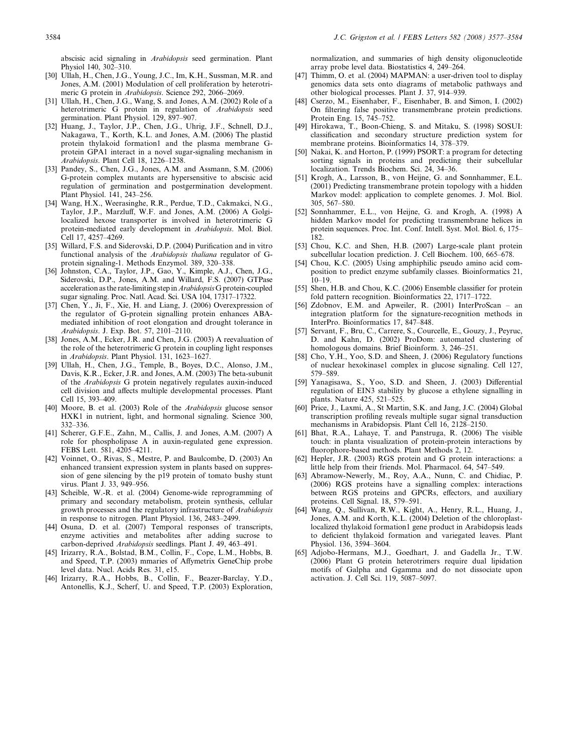abscisic acid signaling in *Arabidopsis* seed germination. Plant Physiol 140, 302–310.

[30] Ullah, H., Chen, J.G., Young, J.C., Im, K.H., Sussman, M.R. and Jones, A.M. (2001) Modulation of cell proliferation by heterotrimeric G protein in *Arabidopsis*. Science 292, 2066–2069.

[31] Ullah, H., Chen, J.G., Wang, S. and Jones, A.M. (2002) Role of a heterotrimeric G protein in regulation of *Arabidopsis* seed germination. Plant Physiol. 129, 897–907.

[32] Huang, J., Taylor, J.P., Chen, J.G., Uhrig, J.F., Schnell, D.J., Nakagawa, T., Korth, K.L. and Jones, A.M. (2006) The plastid protein thylakoid formation1 and the plasma membrane G-protein GPA1 interact in a novel sugar-signaling mechanism in *Arabidopsis*. Plant Cell 18, 1226–1238.

[33] Pandey, S., Chen, J.G., Jones, A.M. and Assmann, S.M. (2006) G-protein complex mutants are hypersensitive to abscisic acid regulation of germination and postgermination development. Plant Physiol. 141, 243–256.

[34] Wang, H.X., Weerasinghe, R.R., Perdue, T.D., Cakmakci, N.G., Taylor, J.P., Marzluff, W.F. and Jones, A.M. (2006) A Golgi-localized hexose transporter is involved in heterotrimeric G protein-mediated early development in *Arabidopsis*. Mol. Biol. Cell 17, 4257–4269.

[35] Willard, F.S. and Siderovski, D.P. (2004) Purification and in vitro functional analysis of the *Arabidopsis thaliana* regulator of G-protein signaling-1. Methods Enzymol. 389, 320–338.

[36] Johnston, C.A., Taylor, J.P., Gao, Y., Kimple, A.J., Chen, J.G., Siderovski, D.P., Jones, A.M. and Willard, F.S. (2007) GTPase acceleration as the rate-limiting step in *Arabidopsis* G protein-coupled sugar signaling. Proc. Natl. Acad. Sci. USA 104, 17317–17322.

[37] Chen, Y., Ji, F., Xie, H. and Liang, J. (2006) Overexpression of the regulator of G-protein signalling protein enhances ABA-mediated inhibition of root elongation and drought tolerance in *Arabidopsis*. J. Exp. Bot. 57, 2101–2110.

[38] Jones, A.M., Ecker, J.R. and Chen, J.G. (2003) A reevaluation of the role of the heterotrimeric G protein in coupling light responses in *Arabidopsis*. Plant Physiol. 131, 1623–1627.

[39] Ullah, H., Chen, J.G., Temple, B., Boyes, D.C., Alonso, J.M., Davis, K.R., Ecker, J.R. and Jones, A.M. (2003) The beta-subunit of the *Arabidopsis* G protein negatively regulates auxin-induced cell division and affects multiple developmental processes. Plant Cell 15, 393–409.

[40] Moore, B. et al. (2003) Role of the *Arabidopsis* glucose sensor HXK1 in nutrient, light, and hormonal signaling. Science 300, 332–336.

[41] Scherer, G.F.E., Zahn, M., Callis, J. and Jones, A.M. (2007) A role for phospholipase A in auxin-regulated gene expression. FEBS Lett. 581, 4205–4211.

[42] Voinnet, O., Rivas, S., Mestre, P. and Baulcombe, D. (2003) An enhanced transient expression system in plants based on suppression of gene silencing by the p19 protein of tomato bushy stunt virus. Plant J. 33, 949–956.

[43] Scheible, W.-R. et al. (2004) Genome-wide reprogramming of primary and secondary metabolism, protein synthesis, cellular growth processes and the regulatory infrastructure of *Arabidopsis* in response to nitrogen. Plant Physiol. 136, 2483–2499.

[44] Osuna, D. et al. (2007) Temporal responses of transcripts, enzyme activities and metabolites after adding sucrose to carbon-deprived *Arabidopsis* seedlings. Plant J. 49, 463–491.

[45] Irizarry, R.A., Bolstad, B.M., Collin, F., Cope, L.M., Hobbs, B. and Speed, T.P. (2003) mmaries of Affymetrix GeneChip probe level data. Nucl. Acids Res. 31, e15.

[46] Irizarry, R.A., Hobbs, B., Collin, F., Beazer-Barclay, Y.D., Antonellis, K.J., Scherf, U. and Speed, T.P. (2003) Exploration, normalization, and summaries of high density oligonucleotide array probe level data. Biostatistics 4, 249–264.

[47] Thimm, O. et al. (2004) MAPMAN: a user-driven tool to display genomics data sets onto diagrams of metabolic pathways and other biological processes. Plant J. 37, 914–939.

[48] Cserzo, M., Eisenhaber, F., Eisenhaber, B. and Simon, I. (2002) On filtering false positive transmembrane protein predictions. Protein Eng. 15, 745–752.

[49] Hirokawa, T., Boon-Chieng, S. and Mitaku, S. (1998) SOSUI: classification and secondary structure prediction system for membrane proteins. Bioinformatics 14, 378–379.

[50] Nakai, K. and Horton, P. (1999) PSORT: a program for detecting sorting signals in proteins and predicting their subcellular localization. Trends Biochem. Sci. 24, 34–36.

[51] Krogh, A., Larsson, B., von Heijne, G. and Sonnhammer, E.L. (2001) Predicting transmembrane protein topology with a hidden Markov model: application to complete genomes. J. Mol. Biol. 305, 567–580.

[52] Sonnhammer, E.L., von Heijne, G. and Krogh, A. (1998) A hidden Markov model for predicting transmembrane helices in protein sequences. Proc. Int. Conf. Intell. Syst. Mol. Biol. 6, 175–182.

[53] Chou, K.C. and Shen, H.B. (2007) Large-scale plant protein subcellular location prediction. J. Cell Biochem. 100, 665–678.

[54] Chou, K.C. (2005) Using amphiphilic pseudo amino acid composition to predict enzyme subfamily classes. Bioinformatics 21, 10–19.

[55] Shen, H.B. and Chou, K.C. (2006) Ensemble classifier for protein fold pattern recognition. Bioinformatics 22, 1717–1722.

[56] Zdobnov, E.M. and Apweiler, R. (2001) InterProScan – an integration platform for the signature-recognition methods in InterPro. Bioinformatics 17, 847–848.

[57] Servant, F., Bru, C., Carrere, S., Courcelle, E., Gouzy, J., Peyruc, D. and Kahn, D. (2002) ProDom: automated clustering of homologous domains. Brief Bioinform. 3, 246–251.

[58] Cho, Y.H., Yoo, S.D. and Sheen, J. (2006) Regulatory functions of nuclear hexokinase1 complex in glucose signaling. Cell 127, 579–589.

[59] Yanagisawa, S., Yoo, S.D. and Sheen, J. (2003) Differential regulation of EIN3 stability by glucose a ethylene signalling in plants. Nature 425, 521–525.

[60] Price, J., Laxmi, A., St Martin, S.K. and Jang, J.C. (2004) Global transcription profiling reveals multiple sugar signal transduction mechanisms in Arabidopsis. Plant Cell 16, 2128–2150.

[61] Bhat, R.A., Lahaye, T. and Panstruga, R. (2006) The visible touch: in planta visualization of protein-protein interactions by fluorophore-based methods. Plant Methods 2, 12.

[62] Hepler, J.R. (2003) RGS protein and G protein interactions: a little help from their friends. Mol. Pharmacol. 64, 547–549.

[63] Abramow-Newerly, M., Roy, A.A., Nunn, C. and Chidiac, P. (2006) RGS proteins have a signalling complex: interactions between RGS proteins and GPCRs, effectors, and auxiliary proteins. Cell Signal. 18, 579–591.

[64] Wang, Q., Sullivan, R.W., Kight, A., Henry, R.L., Huang, J., Jones, A.M. and Korth, K.L. (2004) Deletion of the chloroplast-localized thylakoid formation1 gene product in Arabidopsis leads to deficient thylakoid formation and variegated leaves. Plant Physiol. 136, 3594–3604.

[65] Adjobo-Hermans, M.J., Goedhart, J. and Gadella Jr., T.W. (2006) Plant G protein heterotrimers require dual lipidation motifs of Galpha and Ggamma and do not dissociate upon activation. J. Cell Sci. 119, 5087–5097.